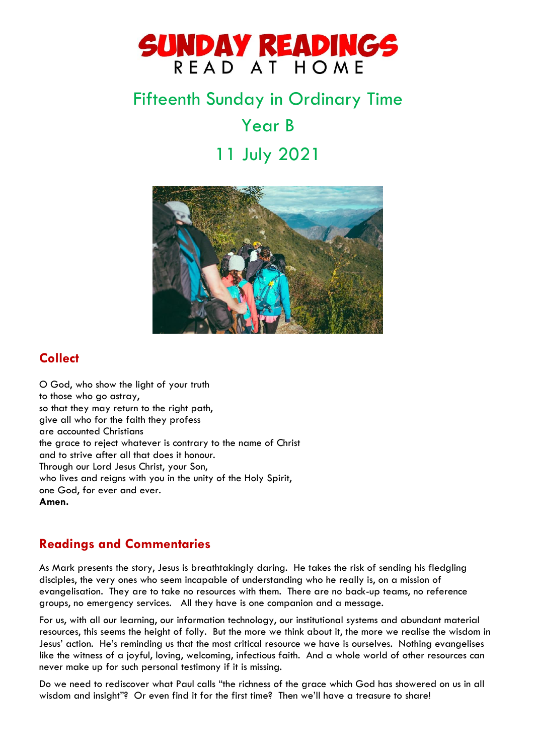# SUNDAY READINGS

READ AT HOME

## Fifteenth Sunday in Ordinary Time

## Year B

## 11 July 2021

## Collect

O God, who show the light of your truth
to those who go astray,
so that they may return to the right path,
give all who for the faith they profess
are accounted Christians
the grace to reject whatever is contrary to the name of Christ
and to strive after all that does it honour.
Through our Lord Jesus Christ, your Son,
who lives and reigns with you in the unity of the Holy Spirit,
one God, for ever and ever.
**Amen.**

## Readings and Commentaries

As Mark presents the story, Jesus is breathtakingly daring. He takes the risk of sending his fledgling disciples, the very ones who seem incapable of understanding who he really is, on a mission of evangelisation. They are to take no resources with them. There are no back-up teams, no reference groups, no emergency services. All they have is one companion and a message.

For us, with all our learning, our information technology, our institutional systems and abundant material resources, this seems the height of folly. But the more we think about it, the more we realise the wisdom in Jesus' action. He's reminding us that the most critical resource we have is ourselves. Nothing evangelises like the witness of a joyful, loving, welcoming, infectious faith. And a whole world of other resources can never make up for such personal testimony if it is missing.

Do we need to rediscover what Paul calls "the richness of the grace which God has showered on us in all wisdom and insight"? Or even find it for the first time? Then we'll have a treasure to share!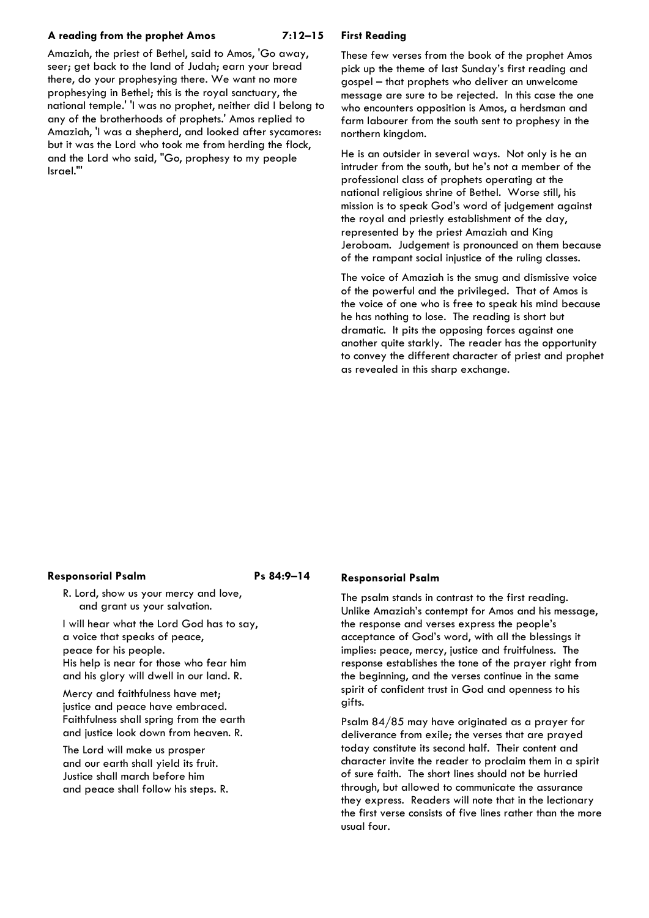**A reading from the prophet Amos** 7:12–15

Amaziah, the priest of Bethel, said to Amos, 'Go away, seer; get back to the land of Judah; earn your bread there, do your prophesying there. We want no more prophesying in Bethel; this is the royal sanctuary, the national temple.' 'I was no prophet, neither did I belong to any of the brotherhoods of prophets.' Amos replied to Amaziah, 'I was a shepherd, and looked after sycamores: but it was the Lord who took me from herding the flock, and the Lord who said, "Go, prophesy to my people Israel."'

**First Reading**

These few verses from the book of the prophet Amos pick up the theme of last Sunday's first reading and gospel – that prophets who deliver an unwelcome message are sure to be rejected. In this case the one who encounters opposition is Amos, a herdsman and farm labourer from the south sent to prophesy in the northern kingdom.

He is an outsider in several ways. Not only is he an intruder from the south, but he's not a member of the professional class of prophets operating at the national religious shrine of Bethel. Worse still, his mission is to speak God's word of judgement against the royal and priestly establishment of the day, represented by the priest Amaziah and King Jeroboam. Judgement is pronounced on them because of the rampant social injustice of the ruling classes.

The voice of Amaziah is the smug and dismissive voice of the powerful and the privileged. That of Amos is the voice of one who is free to speak his mind because he has nothing to lose. The reading is short but dramatic. It pits the opposing forces against one another quite starkly. The reader has the opportunity to convey the different character of priest and prophet as revealed in this sharp exchange.

**Responsorial Psalm** Ps 84:9–14

R. Lord, show us your mercy and love,
and grant us your salvation.

I will hear what the Lord God has to say,
a voice that speaks of peace,
peace for his people.
His help is near for those who fear him
and his glory will dwell in our land. R.

Mercy and faithfulness have met;
justice and peace have embraced.
Faithfulness shall spring from the earth
and justice look down from heaven. R.

The Lord will make us prosper
and our earth shall yield its fruit.
Justice shall march before him
and peace shall follow his steps. R.

**Responsorial Psalm**

The psalm stands in contrast to the first reading. Unlike Amaziah's contempt for Amos and his message, the response and verses express the people's acceptance of God's word, with all the blessings it implies: peace, mercy, justice and fruitfulness. The response establishes the tone of the prayer right from the beginning, and the verses continue in the same spirit of confident trust in God and openness to his gifts.

Psalm 84/85 may have originated as a prayer for deliverance from exile; the verses that are prayed today constitute its second half. Their content and character invite the reader to proclaim them in a spirit of sure faith. The short lines should not be hurried through, but allowed to communicate the assurance they express. Readers will note that in the lectionary the first verse consists of five lines rather than the more usual four.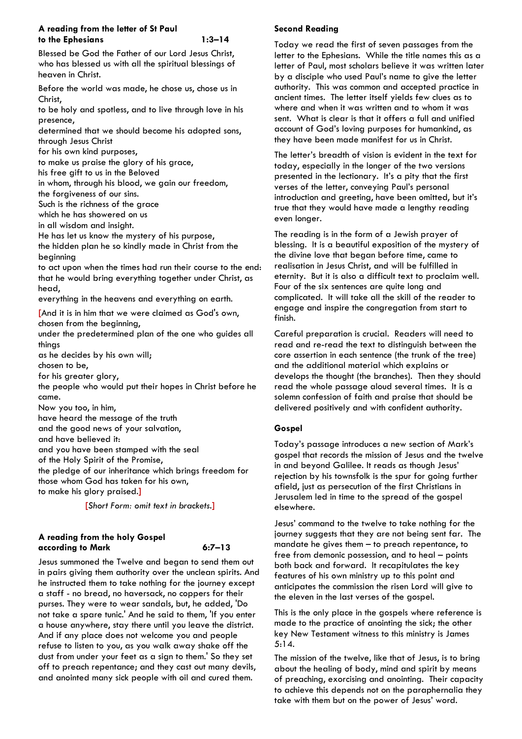**A reading from the letter of St Paul to the Ephesians 1:3–14**

Blessed be God the Father of our Lord Jesus Christ, who has blessed us with all the spiritual blessings of heaven in Christ.

Before the world was made, he chose us, chose us in Christ,
to be holy and spotless, and to live through love in his presence,
determined that we should become his adopted sons, through Jesus Christ
for his own kind purposes,
to make us praise the glory of his grace,
his free gift to us in the Beloved
in whom, through his blood, we gain our freedom,
the forgiveness of our sins.
Such is the richness of the grace
which he has showered on us
in all wisdom and insight.
He has let us know the mystery of his purpose,
the hidden plan he so kindly made in Christ from the beginning
to act upon when the times had run their course to the end:
that he would bring everything together under Christ, as head,
everything in the heavens and everything on earth.

[And it is in him that we were claimed as God's own,
chosen from the beginning,
under the predetermined plan of the one who guides all things
as he decides by his own will;
chosen to be,
for his greater glory,
the people who would put their hopes in Christ before he came.
Now you too, in him,
have heard the message of the truth
and the good news of your salvation,
and have believed it:
and you have been stamped with the seal
of the Holy Spirit of the Promise,
the pledge of our inheritance which brings freedom for those whom God has taken for his own,
to make his glory praised.]

[*Short Form: omit text in brackets.*]

**A reading from the holy Gospel according to Mark 6:7–13**

Jesus summoned the Twelve and began to send them out in pairs giving them authority over the unclean spirits. And he instructed them to take nothing for the journey except a staff - no bread, no haversack, no coppers for their purses. They were to wear sandals, but, he added, 'Do not take a spare tunic.' And he said to them, 'If you enter a house anywhere, stay there until you leave the district. And if any place does not welcome you and people refuse to listen to you, as you walk away shake off the dust from under your feet as a sign to them.' So they set off to preach repentance; and they cast out many devils, and anointed many sick people with oil and cured them.

**Second Reading**

Today we read the first of seven passages from the letter to the Ephesians. While the title names this as a letter of Paul, most scholars believe it was written later by a disciple who used Paul's name to give the letter authority. This was common and accepted practice in ancient times. The letter itself yields few clues as to where and when it was written and to whom it was sent. What is clear is that it offers a full and unified account of God's loving purposes for humankind, as they have been made manifest for us in Christ.

The letter's breadth of vision is evident in the text for today, especially in the longer of the two versions presented in the lectionary. It's a pity that the first verses of the letter, conveying Paul's personal introduction and greeting, have been omitted, but it's true that they would have made a lengthy reading even longer.

The reading is in the form of a Jewish prayer of blessing. It is a beautiful exposition of the mystery of the divine love that began before time, came to realisation in Jesus Christ, and will be fulfilled in eternity. But it is also a difficult text to proclaim well. Four of the six sentences are quite long and complicated. It will take all the skill of the reader to engage and inspire the congregation from start to finish.

Careful preparation is crucial. Readers will need to read and re-read the text to distinguish between the core assertion in each sentence (the trunk of the tree) and the additional material which explains or develops the thought (the branches). Then they should read the whole passage aloud several times. It is a solemn confession of faith and praise that should be delivered positively and with confident authority.

**Gospel**

Today's passage introduces a new section of Mark's gospel that records the mission of Jesus and the twelve in and beyond Galilee. It reads as though Jesus' rejection by his townsfolk is the spur for going further afield, just as persecution of the first Christians in Jerusalem led in time to the spread of the gospel elsewhere.

Jesus' command to the twelve to take nothing for the journey suggests that they are not being sent far. The mandate he gives them – to preach repentance, to free from demonic possession, and to heal – points both back and forward. It recapitulates the key features of his own ministry up to this point and anticipates the commission the risen Lord will give to the eleven in the last verses of the gospel.

This is the only place in the gospels where reference is made to the practice of anointing the sick; the other key New Testament witness to this ministry is James 5:14.

The mission of the twelve, like that of Jesus, is to bring about the healing of body, mind and spirit by means of preaching, exorcising and anointing. Their capacity to achieve this depends not on the paraphernalia they take with them but on the power of Jesus' word.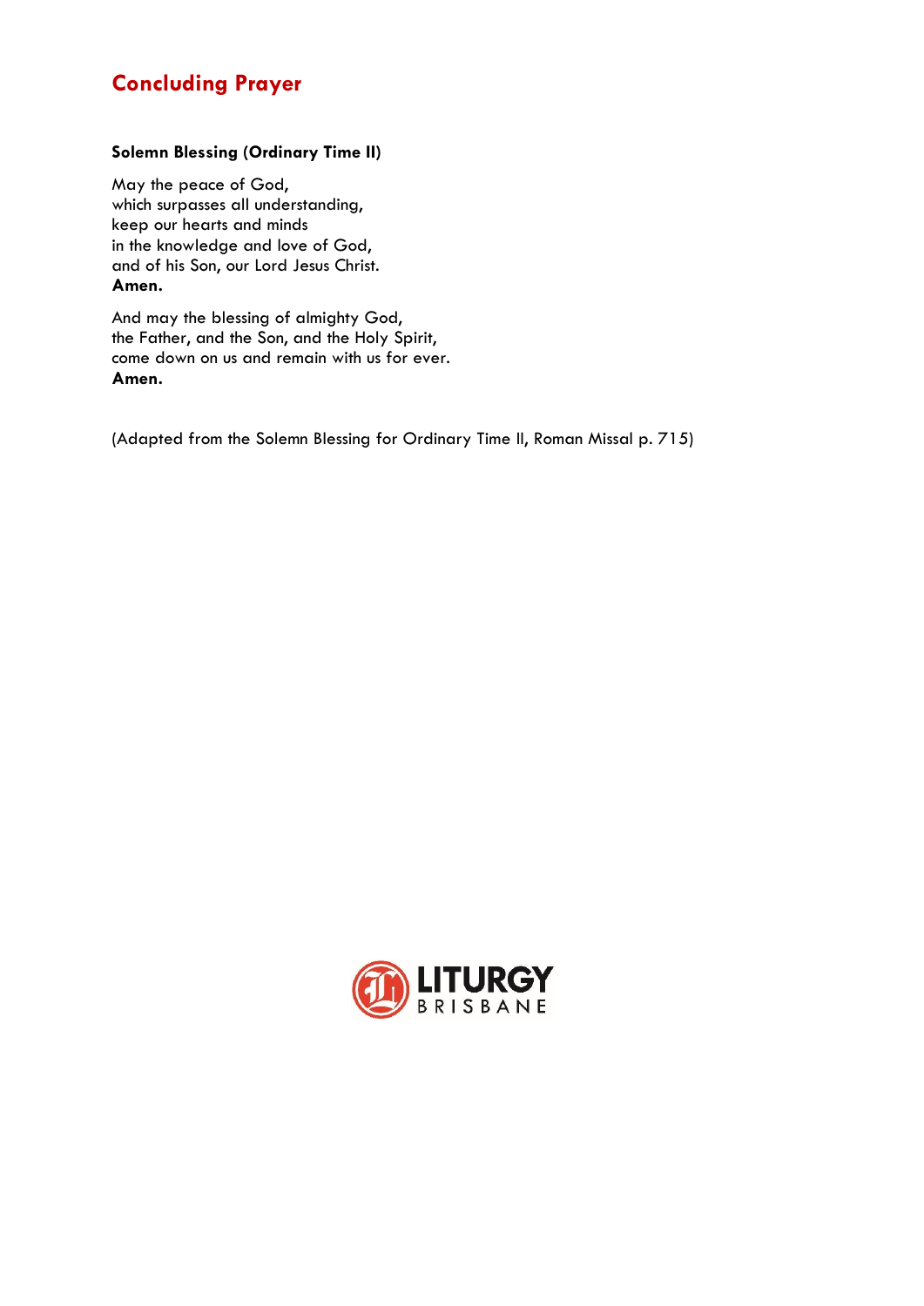## Concluding Prayer

**Solemn Blessing (Ordinary Time II)**

May the peace of God,
which surpasses all understanding,
keep our hearts and minds
in the knowledge and love of God,
and of his Son, our Lord Jesus Christ.
**Amen.**

And may the blessing of almighty God,
the Father, and the Son, and the Holy Spirit,
come down on us and remain with us for ever.
**Amen.**

(Adapted from the Solemn Blessing for Ordinary Time II, Roman Missal p. 715)

LITURGY BRISBANE